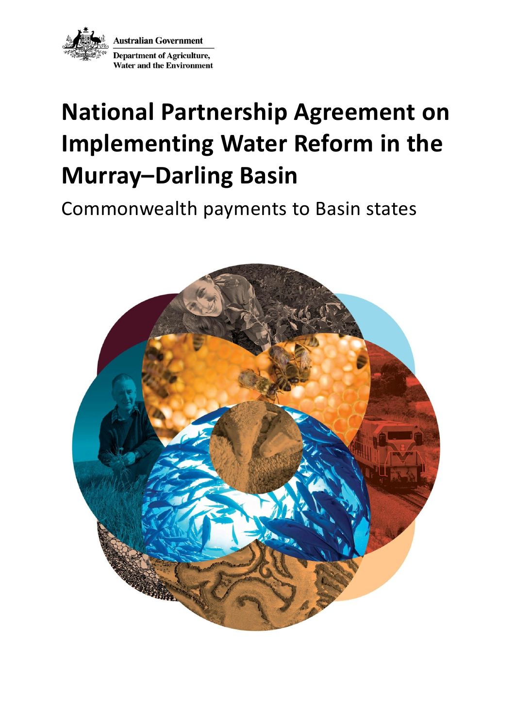Australian Government

Department of Agriculture, Water and the Environment

# National Partnership Agreement on Implementing Water Reform in the Murray–Darling Basin

Commonwealth payments to Basin states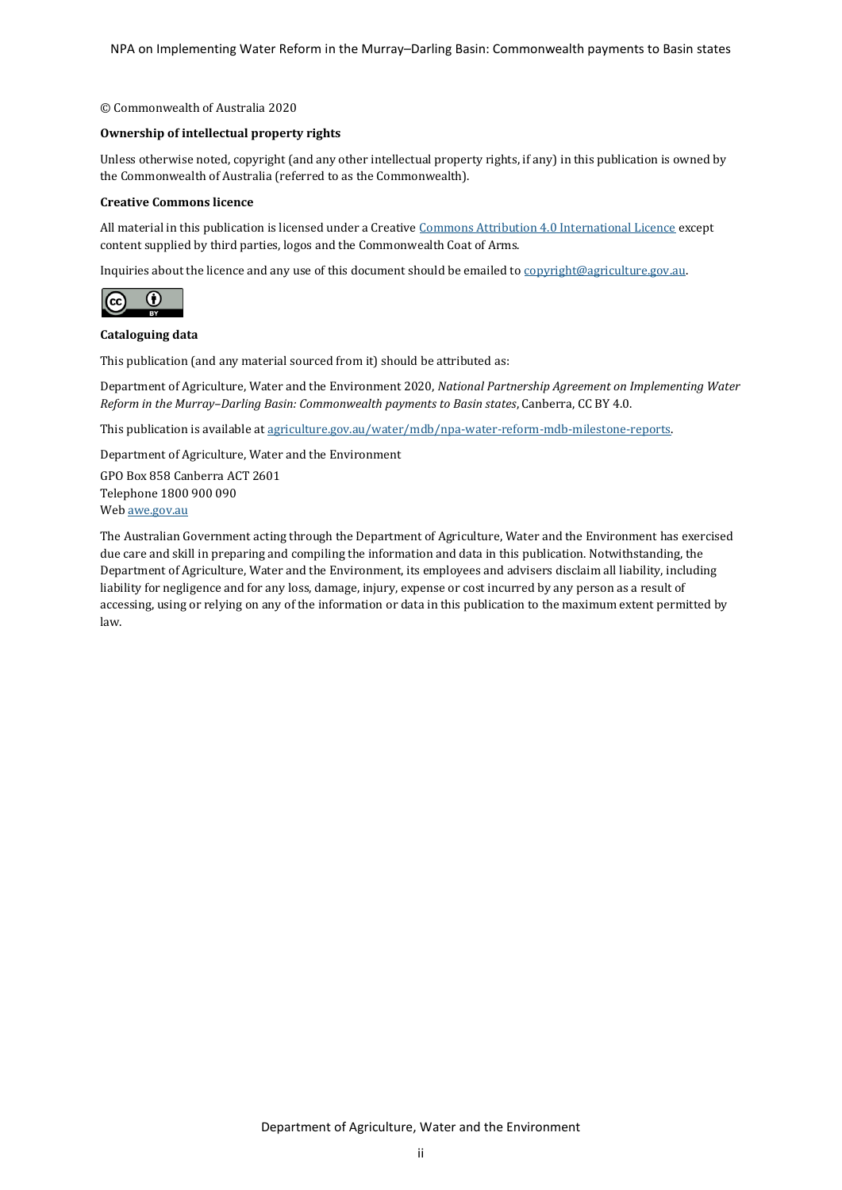© Commonwealth of Australia 2020

**Ownership of intellectual property rights**

Unless otherwise noted, copyright (and any other intellectual property rights, if any) in this publication is owned by the Commonwealth of Australia (referred to as the Commonwealth).

**Creative Commons licence**

All material in this publication is licensed under a Creative [Commons Attribution 4.0 International Licence](https://creativecommons.org/licenses/by/4.0/) except content supplied by third parties, logos and the Commonwealth Coat of Arms.

Inquiries about the licence and any use of this document should be emailed to [copyright@agriculture.gov.au](mailto:copyright@agriculture.gov.au).

**Cataloguing data**

This publication (and any material sourced from it) should be attributed as:

Department of Agriculture, Water and the Environment 2020, *National Partnership Agreement on Implementing Water Reform in the Murray–Darling Basin: Commonwealth payments to Basin states*, Canberra, CC BY 4.0.

This publication is available at [agriculture.gov.au/water/mdb/npa-water-reform-mdb-milestone-reports](https://agriculture.gov.au/water/mdb/npa-water-reform-mdb-milestone-reports).

Department of Agriculture, Water and the Environment

GPO Box 858 Canberra ACT 2601
Telephone 1800 900 090
Web [awe.gov.au](https://awe.gov.au)

The Australian Government acting through the Department of Agriculture, Water and the Environment has exercised due care and skill in preparing and compiling the information and data in this publication. Notwithstanding, the Department of Agriculture, Water and the Environment, its employees and advisers disclaim all liability, including liability for negligence and for any loss, damage, injury, expense or cost incurred by any person as a result of accessing, using or relying on any of the information or data in this publication to the maximum extent permitted by law.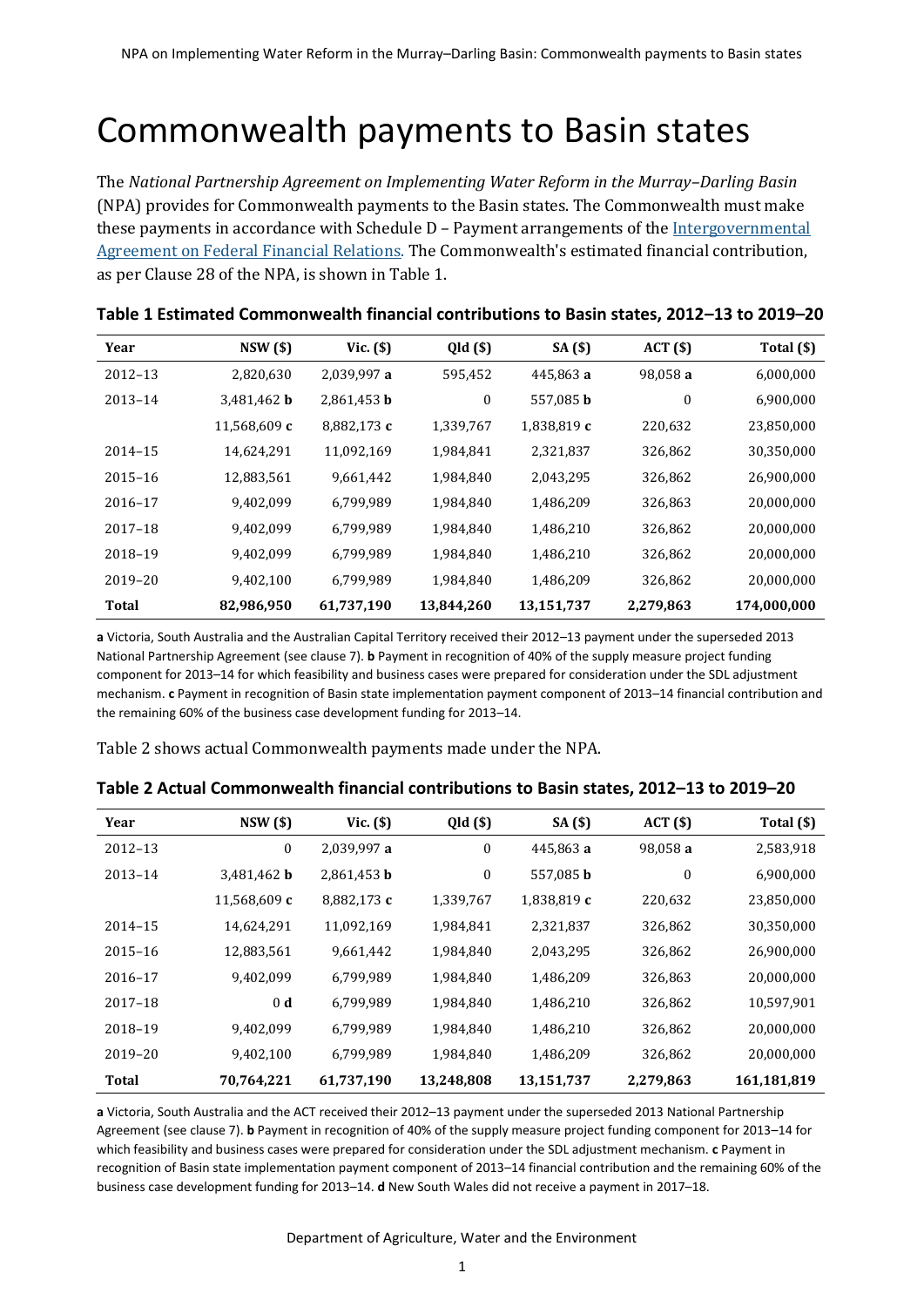# Commonwealth payments to Basin states

The *National Partnership Agreement on Implementing Water Reform in the Murray–Darling Basin* (NPA) provides for Commonwealth payments to the Basin states. The Commonwealth must make these payments in accordance with Schedule D – Payment arrangements of the Intergovernmental Agreement on Federal Financial Relations. The Commonwealth's estimated financial contribution, as per Clause 28 of the NPA, is shown in Table 1.

**Table 1 Estimated Commonwealth financial contributions to Basin states, 2012–13 to 2019–20**

| Year | NSW ($) | Vic. ($) | Qld ($) | SA ($) | ACT ($) | Total ($) |
|---|---|---|---|---|---|---|
| 2012–13 | 2,820,630 | 2,039,997 **a** | 595,452 | 445,863 **a** | 98,058 **a** | 6,000,000 |
| 2013–14 | 3,481,462 **b** | 2,861,453 **b** | 0 | 557,085 **b** | 0 | 6,900,000 |
| | 11,568,609 **c** | 8,882,173 **c** | 1,339,767 | 1,838,819 **c** | 220,632 | 23,850,000 |
| 2014–15 | 14,624,291 | 11,092,169 | 1,984,841 | 2,321,837 | 326,862 | 30,350,000 |
| 2015–16 | 12,883,561 | 9,661,442 | 1,984,840 | 2,043,295 | 326,862 | 26,900,000 |
| 2016–17 | 9,402,099 | 6,799,989 | 1,984,840 | 1,486,209 | 326,863 | 20,000,000 |
| 2017–18 | 9,402,099 | 6,799,989 | 1,984,840 | 1,486,210 | 326,862 | 20,000,000 |
| 2018–19 | 9,402,099 | 6,799,989 | 1,984,840 | 1,486,210 | 326,862 | 20,000,000 |
| 2019–20 | 9,402,100 | 6,799,989 | 1,984,840 | 1,486,209 | 326,862 | 20,000,000 |
| **Total** | **82,986,950** | **61,737,190** | **13,844,260** | **13,151,737** | **2,279,863** | **174,000,000** |

**a** Victoria, South Australia and the Australian Capital Territory received their 2012–13 payment under the superseded 2013 National Partnership Agreement (see clause 7). **b** Payment in recognition of 40% of the supply measure project funding component for 2013–14 for which feasibility and business cases were prepared for consideration under the SDL adjustment mechanism. **c** Payment in recognition of Basin state implementation payment component of 2013–14 financial contribution and the remaining 60% of the business case development funding for 2013–14.

Table 2 shows actual Commonwealth payments made under the NPA.

**Table 2 Actual Commonwealth financial contributions to Basin states, 2012–13 to 2019–20**

| Year | NSW ($) | Vic. ($) | Qld ($) | SA ($) | ACT ($) | Total ($) |
|---|---|---|---|---|---|---|
| 2012–13 | 0 | 2,039,997 **a** | 0 | 445,863 **a** | 98,058 **a** | 2,583,918 |
| 2013–14 | 3,481,462 **b** | 2,861,453 **b** | 0 | 557,085 **b** | 0 | 6,900,000 |
| | 11,568,609 **c** | 8,882,173 **c** | 1,339,767 | 1,838,819 **c** | 220,632 | 23,850,000 |
| 2014–15 | 14,624,291 | 11,092,169 | 1,984,841 | 2,321,837 | 326,862 | 30,350,000 |
| 2015–16 | 12,883,561 | 9,661,442 | 1,984,840 | 2,043,295 | 326,862 | 26,900,000 |
| 2016–17 | 9,402,099 | 6,799,989 | 1,984,840 | 1,486,209 | 326,863 | 20,000,000 |
| 2017–18 | 0 **d** | 6,799,989 | 1,984,840 | 1,486,210 | 326,862 | 10,597,901 |
| 2018–19 | 9,402,099 | 6,799,989 | 1,984,840 | 1,486,210 | 326,862 | 20,000,000 |
| 2019–20 | 9,402,100 | 6,799,989 | 1,984,840 | 1,486,209 | 326,862 | 20,000,000 |
| **Total** | **70,764,221** | **61,737,190** | **13,248,808** | **13,151,737** | **2,279,863** | **161,181,819** |

**a** Victoria, South Australia and the ACT received their 2012–13 payment under the superseded 2013 National Partnership Agreement (see clause 7). **b** Payment in recognition of 40% of the supply measure project funding component for 2013–14 for which feasibility and business cases were prepared for consideration under the SDL adjustment mechanism. **c** Payment in recognition of Basin state implementation payment component of 2013–14 financial contribution and the remaining 60% of the business case development funding for 2013–14. **d** New South Wales did not receive a payment in 2017–18.